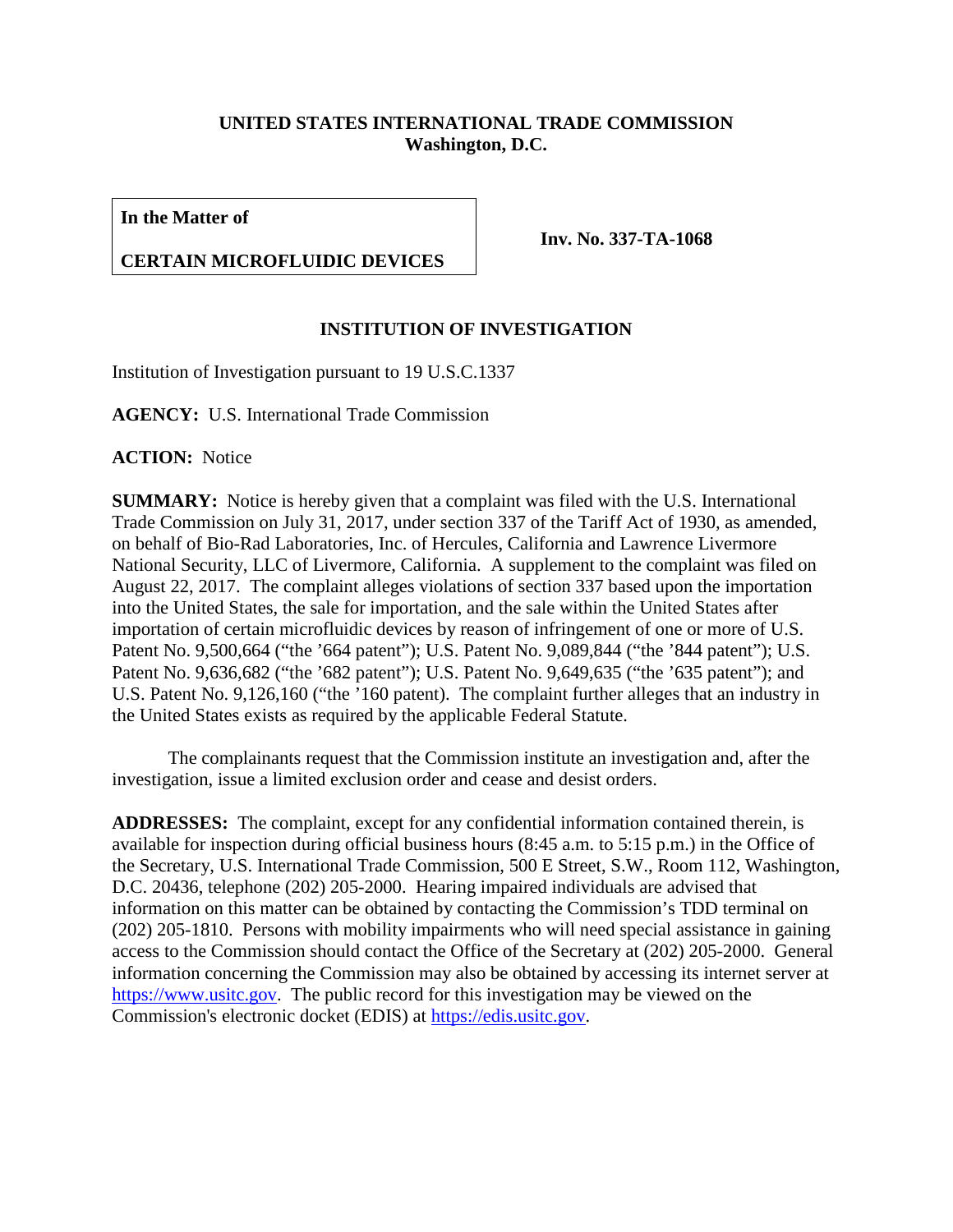**UNITED STATES INTERNATIONAL TRADE COMMISSION**
**Washington, D.C.**

| **In the Matter of** **CERTAIN MICROFLUIDIC DEVICES** | **Inv. No. 337-TA-1068** |
|---|---|

## INSTITUTION OF INVESTIGATION

Institution of Investigation pursuant to 19 U.S.C.1337

**AGENCY:** U.S. International Trade Commission

**ACTION:** Notice

**SUMMARY:** Notice is hereby given that a complaint was filed with the U.S. International Trade Commission on July 31, 2017, under section 337 of the Tariff Act of 1930, as amended, on behalf of Bio-Rad Laboratories, Inc. of Hercules, California and Lawrence Livermore National Security, LLC of Livermore, California. A supplement to the complaint was filed on August 22, 2017. The complaint alleges violations of section 337 based upon the importation into the United States, the sale for importation, and the sale within the United States after importation of certain microfluidic devices by reason of infringement of one or more of U.S. Patent No. 9,500,664 ("the '664 patent"); U.S. Patent No. 9,089,844 ("the '844 patent"); U.S. Patent No. 9,636,682 ("the '682 patent"); U.S. Patent No. 9,649,635 ("the '635 patent"); and U.S. Patent No. 9,126,160 ("the '160 patent). The complaint further alleges that an industry in the United States exists as required by the applicable Federal Statute.

The complainants request that the Commission institute an investigation and, after the investigation, issue a limited exclusion order and cease and desist orders.

**ADDRESSES:** The complaint, except for any confidential information contained therein, is available for inspection during official business hours (8:45 a.m. to 5:15 p.m.) in the Office of the Secretary, U.S. International Trade Commission, 500 E Street, S.W., Room 112, Washington, D.C. 20436, telephone (202) 205-2000. Hearing impaired individuals are advised that information on this matter can be obtained by contacting the Commission's TDD terminal on (202) 205-1810. Persons with mobility impairments who will need special assistance in gaining access to the Commission should contact the Office of the Secretary at (202) 205-2000. General information concerning the Commission may also be obtained by accessing its internet server at https://www.usitc.gov. The public record for this investigation may be viewed on the Commission's electronic docket (EDIS) at https://edis.usitc.gov.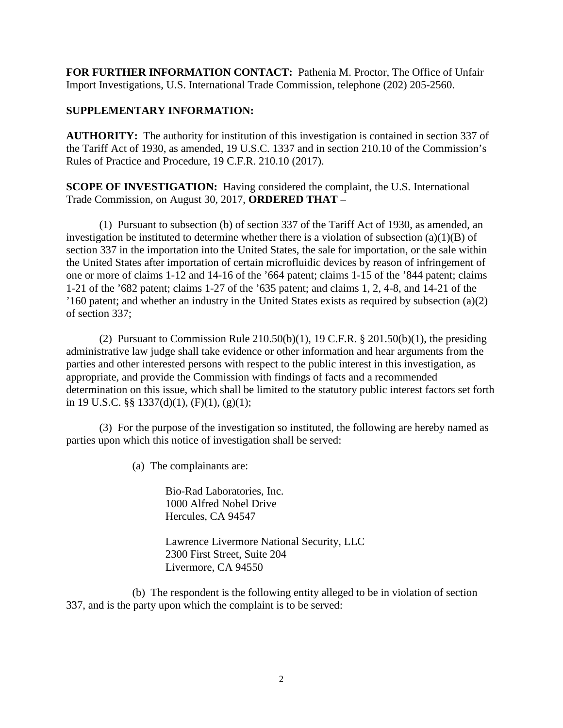**FOR FURTHER INFORMATION CONTACT:** Pathenia M. Proctor, The Office of Unfair Import Investigations, U.S. International Trade Commission, telephone (202) 205-2560.

**SUPPLEMENTARY INFORMATION:**

**AUTHORITY:** The authority for institution of this investigation is contained in section 337 of the Tariff Act of 1930, as amended, 19 U.S.C. 1337 and in section 210.10 of the Commission's Rules of Practice and Procedure, 19 C.F.R. 210.10 (2017).

**SCOPE OF INVESTIGATION:** Having considered the complaint, the U.S. International Trade Commission, on August 30, 2017, **ORDERED THAT** –

(1) Pursuant to subsection (b) of section 337 of the Tariff Act of 1930, as amended, an investigation be instituted to determine whether there is a violation of subsection (a)(1)(B) of section 337 in the importation into the United States, the sale for importation, or the sale within the United States after importation of certain microfluidic devices by reason of infringement of one or more of claims 1-12 and 14-16 of the '664 patent; claims 1-15 of the '844 patent; claims 1-21 of the '682 patent; claims 1-27 of the '635 patent; and claims 1, 2, 4-8, and 14-21 of the '160 patent; and whether an industry in the United States exists as required by subsection (a)(2) of section 337;

(2) Pursuant to Commission Rule 210.50(b)(1), 19 C.F.R. § 201.50(b)(1), the presiding administrative law judge shall take evidence or other information and hear arguments from the parties and other interested persons with respect to the public interest in this investigation, as appropriate, and provide the Commission with findings of facts and a recommended determination on this issue, which shall be limited to the statutory public interest factors set forth in 19 U.S.C. §§ 1337(d)(1), (F)(1), (g)(1);

(3) For the purpose of the investigation so instituted, the following are hereby named as parties upon which this notice of investigation shall be served:

(a) The complainants are:

Bio-Rad Laboratories, Inc.
1000 Alfred Nobel Drive
Hercules, CA 94547

Lawrence Livermore National Security, LLC
2300 First Street, Suite 204
Livermore, CA 94550

(b) The respondent is the following entity alleged to be in violation of section 337, and is the party upon which the complaint is to be served: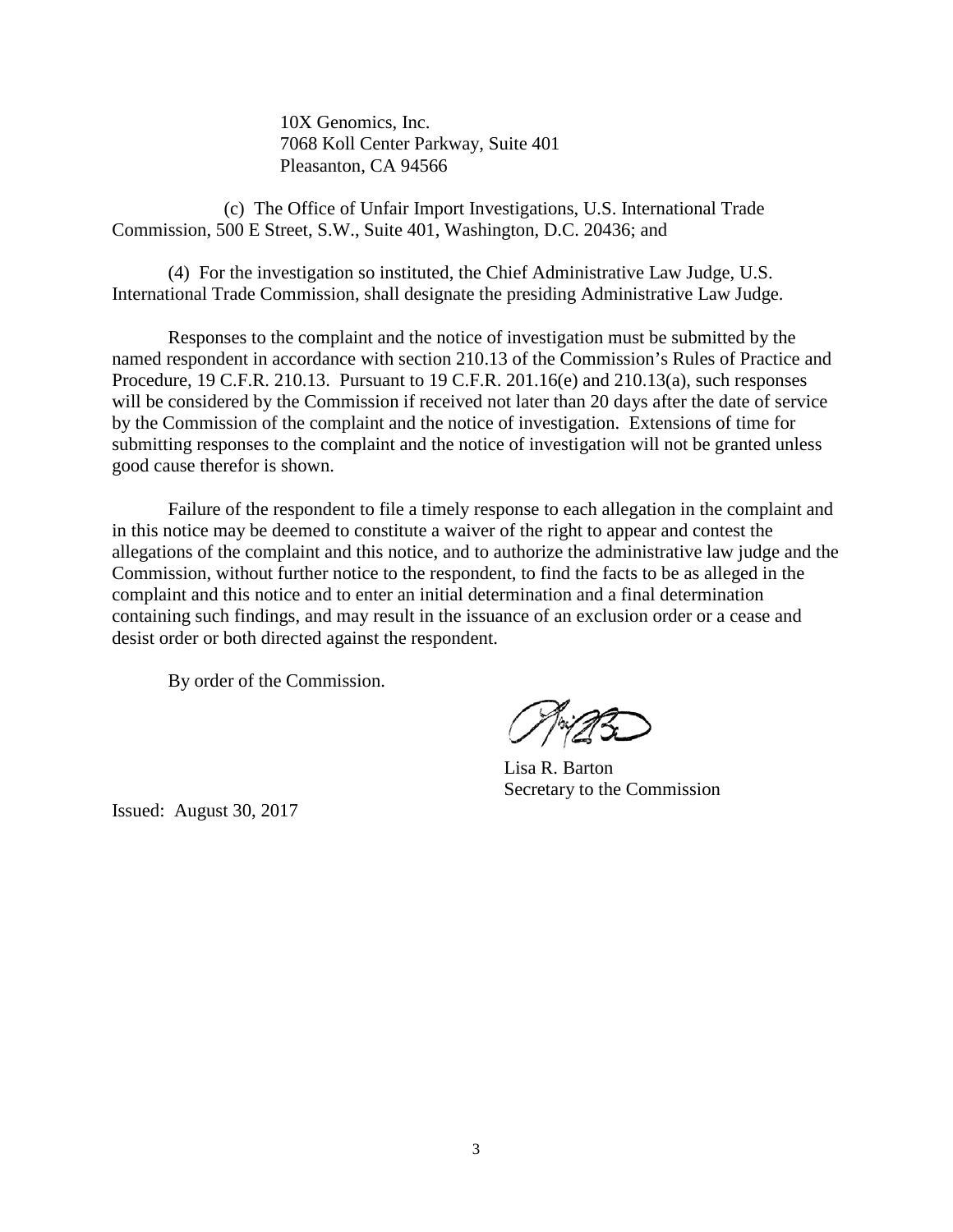10X Genomics, Inc.
7068 Koll Center Parkway, Suite 401
Pleasanton, CA 94566

(c) The Office of Unfair Import Investigations, U.S. International Trade Commission, 500 E Street, S.W., Suite 401, Washington, D.C. 20436; and

(4) For the investigation so instituted, the Chief Administrative Law Judge, U.S. International Trade Commission, shall designate the presiding Administrative Law Judge.

Responses to the complaint and the notice of investigation must be submitted by the named respondent in accordance with section 210.13 of the Commission's Rules of Practice and Procedure, 19 C.F.R. 210.13. Pursuant to 19 C.F.R. 201.16(e) and 210.13(a), such responses will be considered by the Commission if received not later than 20 days after the date of service by the Commission of the complaint and the notice of investigation. Extensions of time for submitting responses to the complaint and the notice of investigation will not be granted unless good cause therefor is shown.

Failure of the respondent to file a timely response to each allegation in the complaint and in this notice may be deemed to constitute a waiver of the right to appear and contest the allegations of the complaint and this notice, and to authorize the administrative law judge and the Commission, without further notice to the respondent, to find the facts to be as alleged in the complaint and this notice and to enter an initial determination and a final determination containing such findings, and may result in the issuance of an exclusion order or a cease and desist order or both directed against the respondent.

By order of the Commission.

Lisa R. Barton
Secretary to the Commission

Issued: August 30, 2017